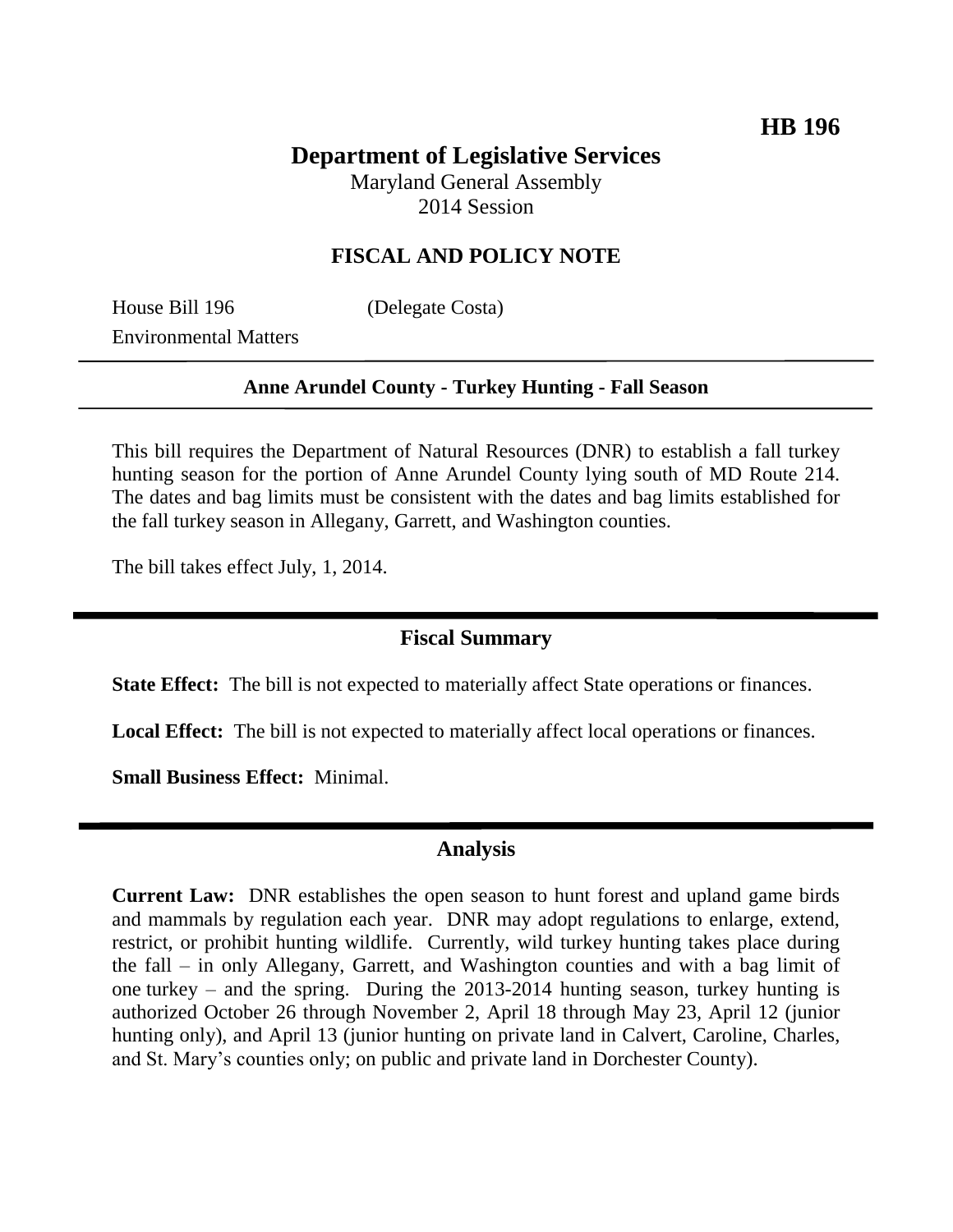**HB 196**

# Department of Legislative Services

Maryland General Assembly
2014 Session

## FISCAL AND POLICY NOTE

House Bill 196 (Delegate Costa)
Environmental Matters

---

**Anne Arundel County - Turkey Hunting - Fall Season**

---

This bill requires the Department of Natural Resources (DNR) to establish a fall turkey hunting season for the portion of Anne Arundel County lying south of MD Route 214. The dates and bag limits must be consistent with the dates and bag limits established for the fall turkey season in Allegany, Garrett, and Washington counties.

The bill takes effect July, 1, 2014.

---

## Fiscal Summary

**State Effect:** The bill is not expected to materially affect State operations or finances.

**Local Effect:** The bill is not expected to materially affect local operations or finances.

**Small Business Effect:** Minimal.

---

## Analysis

**Current Law:** DNR establishes the open season to hunt forest and upland game birds and mammals by regulation each year. DNR may adopt regulations to enlarge, extend, restrict, or prohibit hunting wildlife. Currently, wild turkey hunting takes place during the fall – in only Allegany, Garrett, and Washington counties and with a bag limit of one turkey – and the spring. During the 2013-2014 hunting season, turkey hunting is authorized October 26 through November 2, April 18 through May 23, April 12 (junior hunting only), and April 13 (junior hunting on private land in Calvert, Caroline, Charles, and St. Mary's counties only; on public and private land in Dorchester County).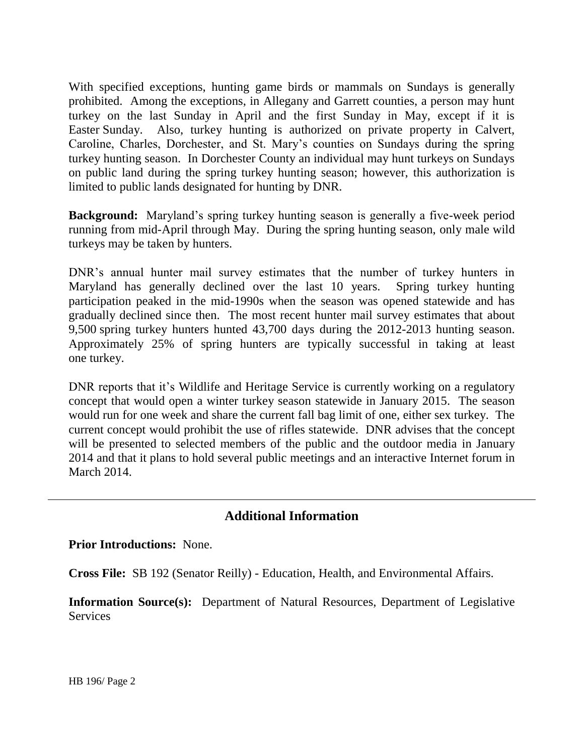With specified exceptions, hunting game birds or mammals on Sundays is generally prohibited. Among the exceptions, in Allegany and Garrett counties, a person may hunt turkey on the last Sunday in April and the first Sunday in May, except if it is Easter Sunday. Also, turkey hunting is authorized on private property in Calvert, Caroline, Charles, Dorchester, and St. Mary's counties on Sundays during the spring turkey hunting season. In Dorchester County an individual may hunt turkeys on Sundays on public land during the spring turkey hunting season; however, this authorization is limited to public lands designated for hunting by DNR.

**Background:** Maryland's spring turkey hunting season is generally a five-week period running from mid-April through May. During the spring hunting season, only male wild turkeys may be taken by hunters.

DNR's annual hunter mail survey estimates that the number of turkey hunters in Maryland has generally declined over the last 10 years. Spring turkey hunting participation peaked in the mid-1990s when the season was opened statewide and has gradually declined since then. The most recent hunter mail survey estimates that about 9,500 spring turkey hunters hunted 43,700 days during the 2012-2013 hunting season. Approximately 25% of spring hunters are typically successful in taking at least one turkey.

DNR reports that it's Wildlife and Heritage Service is currently working on a regulatory concept that would open a winter turkey season statewide in January 2015. The season would run for one week and share the current fall bag limit of one, either sex turkey. The current concept would prohibit the use of rifles statewide. DNR advises that the concept will be presented to selected members of the public and the outdoor media in January 2014 and that it plans to hold several public meetings and an interactive Internet forum in March 2014.

---

## Additional Information

**Prior Introductions:** None.

**Cross File:** SB 192 (Senator Reilly) - Education, Health, and Environmental Affairs.

**Information Source(s):** Department of Natural Resources, Department of Legislative Services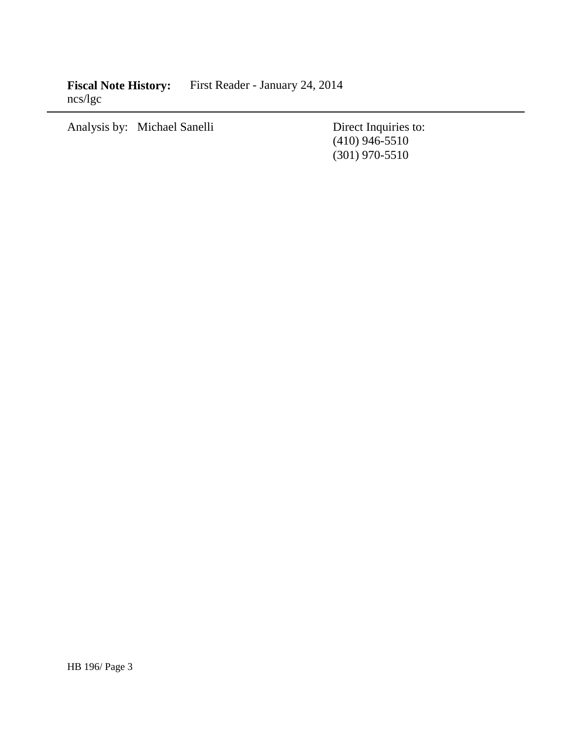**Fiscal Note History:** First Reader - January 24, 2014
ncs/lgc

---

Analysis by: Michael Sanelli

Direct Inquiries to:
(410) 946-5510
(301) 970-5510